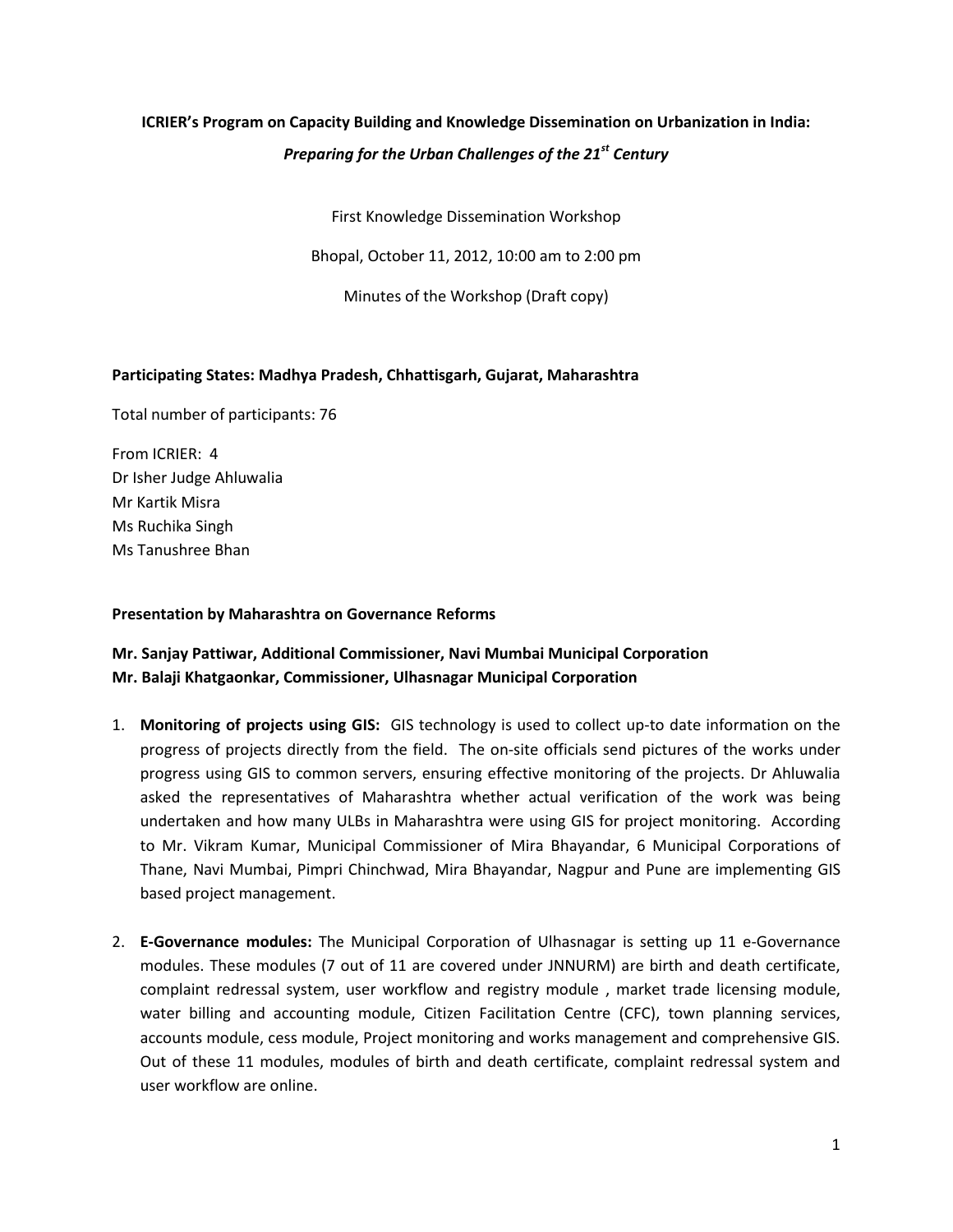# ICRIER's Program on Capacity Building and Knowledge Dissemination on Urbanization in India: *Preparing for the Urban Challenges of the 21st Century*

First Knowledge Dissemination Workshop

Bhopal, October 11, 2012, 10:00 am to 2:00 pm

Minutes of the Workshop (Draft copy)

**Participating States: Madhya Pradesh, Chhattisgarh, Gujarat, Maharashtra**

Total number of participants: 76

From ICRIER: 4
Dr Isher Judge Ahluwalia
Mr Kartik Misra
Ms Ruchika Singh
Ms Tanushree Bhan

**Presentation by Maharashtra on Governance Reforms**

**Mr. Sanjay Pattiwar, Additional Commissioner, Navi Mumbai Municipal Corporation**
**Mr. Balaji Khatgaonkar, Commissioner, Ulhasnagar Municipal Corporation**

1. **Monitoring of projects using GIS:** GIS technology is used to collect up-to date information on the progress of projects directly from the field. The on-site officials send pictures of the works under progress using GIS to common servers, ensuring effective monitoring of the projects. Dr Ahluwalia asked the representatives of Maharashtra whether actual verification of the work was being undertaken and how many ULBs in Maharashtra were using GIS for project monitoring. According to Mr. Vikram Kumar, Municipal Commissioner of Mira Bhayandar, 6 Municipal Corporations of Thane, Navi Mumbai, Pimpri Chinchwad, Mira Bhayandar, Nagpur and Pune are implementing GIS based project management.

2. **E-Governance modules:** The Municipal Corporation of Ulhasnagar is setting up 11 e-Governance modules. These modules (7 out of 11 are covered under JNNURM) are birth and death certificate, complaint redressal system, user workflow and registry module , market trade licensing module, water billing and accounting module, Citizen Facilitation Centre (CFC), town planning services, accounts module, cess module, Project monitoring and works management and comprehensive GIS. Out of these 11 modules, modules of birth and death certificate, complaint redressal system and user workflow are online.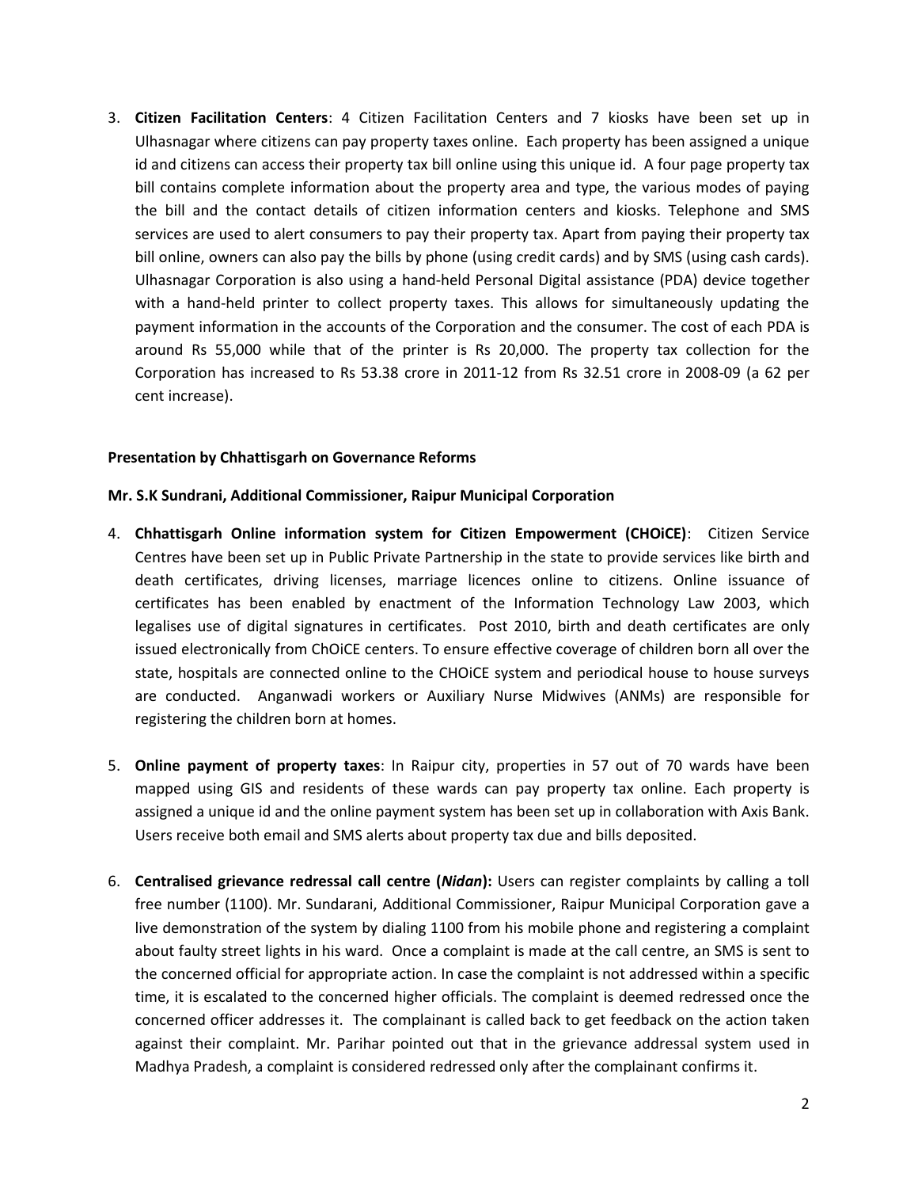3. **Citizen Facilitation Centers**: 4 Citizen Facilitation Centers and 7 kiosks have been set up in Ulhasnagar where citizens can pay property taxes online. Each property has been assigned a unique id and citizens can access their property tax bill online using this unique id. A four page property tax bill contains complete information about the property area and type, the various modes of paying the bill and the contact details of citizen information centers and kiosks. Telephone and SMS services are used to alert consumers to pay their property tax. Apart from paying their property tax bill online, owners can also pay the bills by phone (using credit cards) and by SMS (using cash cards). Ulhasnagar Corporation is also using a hand-held Personal Digital assistance (PDA) device together with a hand-held printer to collect property taxes. This allows for simultaneously updating the payment information in the accounts of the Corporation and the consumer. The cost of each PDA is around Rs 55,000 while that of the printer is Rs 20,000. The property tax collection for the Corporation has increased to Rs 53.38 crore in 2011-12 from Rs 32.51 crore in 2008-09 (a 62 per cent increase).

**Presentation by Chhattisgarh on Governance Reforms**

**Mr. S.K Sundrani, Additional Commissioner, Raipur Municipal Corporation**

4. **Chhattisgarh Online information system for Citizen Empowerment (CHOiCE)**: Citizen Service Centres have been set up in Public Private Partnership in the state to provide services like birth and death certificates, driving licenses, marriage licences online to citizens. Online issuance of certificates has been enabled by enactment of the Information Technology Law 2003, which legalises use of digital signatures in certificates. Post 2010, birth and death certificates are only issued electronically from ChOiCE centers. To ensure effective coverage of children born all over the state, hospitals are connected online to the CHOiCE system and periodical house to house surveys are conducted. Anganwadi workers or Auxiliary Nurse Midwives (ANMs) are responsible for registering the children born at homes.

5. **Online payment of property taxes**: In Raipur city, properties in 57 out of 70 wards have been mapped using GIS and residents of these wards can pay property tax online. Each property is assigned a unique id and the online payment system has been set up in collaboration with Axis Bank. Users receive both email and SMS alerts about property tax due and bills deposited.

6. **Centralised grievance redressal call centre (*Nidan*):** Users can register complaints by calling a toll free number (1100). Mr. Sundarani, Additional Commissioner, Raipur Municipal Corporation gave a live demonstration of the system by dialing 1100 from his mobile phone and registering a complaint about faulty street lights in his ward. Once a complaint is made at the call centre, an SMS is sent to the concerned official for appropriate action. In case the complaint is not addressed within a specific time, it is escalated to the concerned higher officials. The complaint is deemed redressed once the concerned officer addresses it. The complainant is called back to get feedback on the action taken against their complaint. Mr. Parihar pointed out that in the grievance addressal system used in Madhya Pradesh, a complaint is considered redressed only after the complainant confirms it.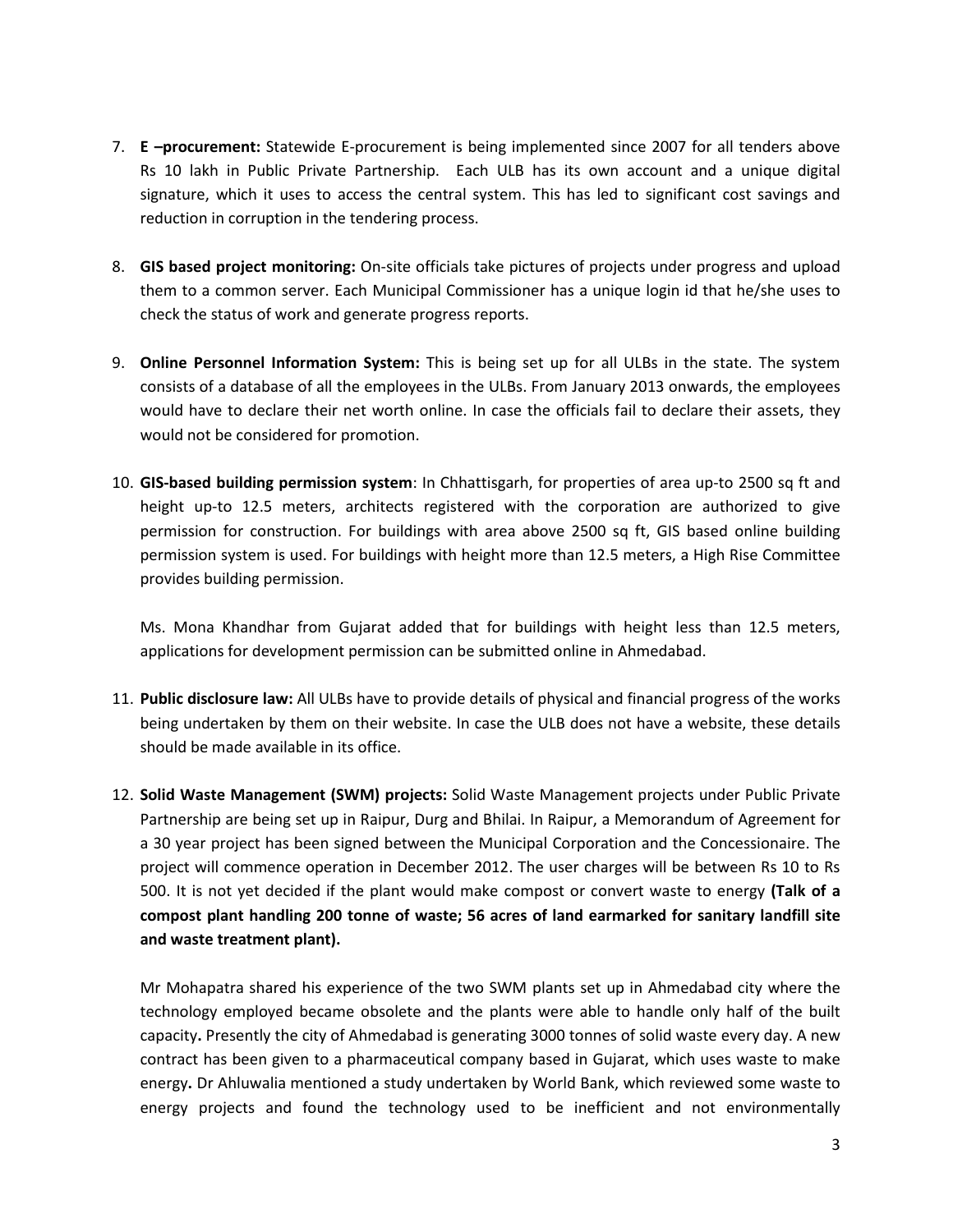7. **E –procurement:** Statewide E-procurement is being implemented since 2007 for all tenders above Rs 10 lakh in Public Private Partnership. Each ULB has its own account and a unique digital signature, which it uses to access the central system. This has led to significant cost savings and reduction in corruption in the tendering process.

8. **GIS based project monitoring:** On-site officials take pictures of projects under progress and upload them to a common server. Each Municipal Commissioner has a unique login id that he/she uses to check the status of work and generate progress reports.

9. **Online Personnel Information System:** This is being set up for all ULBs in the state. The system consists of a database of all the employees in the ULBs. From January 2013 onwards, the employees would have to declare their net worth online. In case the officials fail to declare their assets, they would not be considered for promotion.

10. **GIS-based building permission system**: In Chhattisgarh, for properties of area up-to 2500 sq ft and height up-to 12.5 meters, architects registered with the corporation are authorized to give permission for construction. For buildings with area above 2500 sq ft, GIS based online building permission system is used. For buildings with height more than 12.5 meters, a High Rise Committee provides building permission.

    Ms. Mona Khandhar from Gujarat added that for buildings with height less than 12.5 meters, applications for development permission can be submitted online in Ahmedabad.

11. **Public disclosure law:** All ULBs have to provide details of physical and financial progress of the works being undertaken by them on their website. In case the ULB does not have a website, these details should be made available in its office.

12. **Solid Waste Management (SWM) projects:** Solid Waste Management projects under Public Private Partnership are being set up in Raipur, Durg and Bhilai. In Raipur, a Memorandum of Agreement for a 30 year project has been signed between the Municipal Corporation and the Concessionaire. The project will commence operation in December 2012. The user charges will be between Rs 10 to Rs 500. It is not yet decided if the plant would make compost or convert waste to energy **(Talk of a compost plant handling 200 tonne of waste; 56 acres of land earmarked for sanitary landfill site and waste treatment plant).**

    Mr Mohapatra shared his experience of the two SWM plants set up in Ahmedabad city where the technology employed became obsolete and the plants were able to handle only half of the built capacity**.** Presently the city of Ahmedabad is generating 3000 tonnes of solid waste every day. A new contract has been given to a pharmaceutical company based in Gujarat, which uses waste to make energy**.** Dr Ahluwalia mentioned a study undertaken by World Bank, which reviewed some waste to energy projects and found the technology used to be inefficient and not environmentally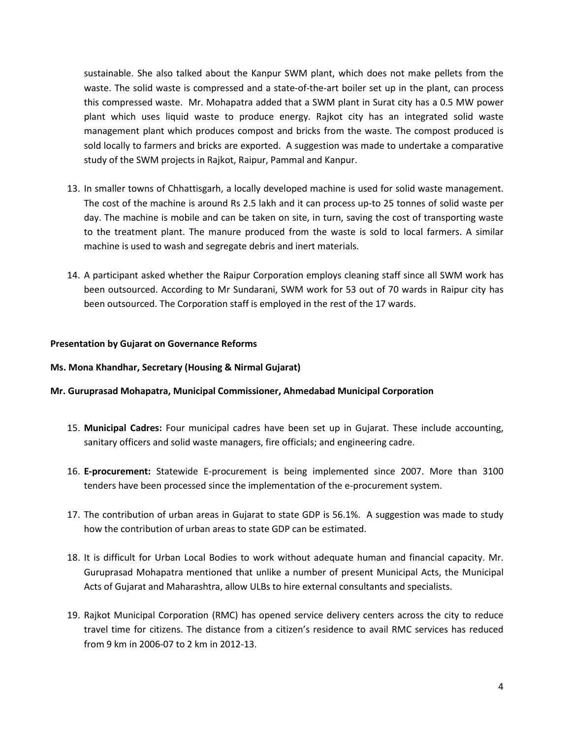sustainable. She also talked about the Kanpur SWM plant, which does not make pellets from the waste. The solid waste is compressed and a state-of-the-art boiler set up in the plant, can process this compressed waste. Mr. Mohapatra added that a SWM plant in Surat city has a 0.5 MW power plant which uses liquid waste to produce energy. Rajkot city has an integrated solid waste management plant which produces compost and bricks from the waste. The compost produced is sold locally to farmers and bricks are exported. A suggestion was made to undertake a comparative study of the SWM projects in Rajkot, Raipur, Pammal and Kanpur.

13. In smaller towns of Chhattisgarh, a locally developed machine is used for solid waste management. The cost of the machine is around Rs 2.5 lakh and it can process up-to 25 tonnes of solid waste per day. The machine is mobile and can be taken on site, in turn, saving the cost of transporting waste to the treatment plant. The manure produced from the waste is sold to local farmers. A similar machine is used to wash and segregate debris and inert materials.

14. A participant asked whether the Raipur Corporation employs cleaning staff since all SWM work has been outsourced. According to Mr Sundarani, SWM work for 53 out of 70 wards in Raipur city has been outsourced. The Corporation staff is employed in the rest of the 17 wards.

**Presentation by Gujarat on Governance Reforms**

**Ms. Mona Khandhar, Secretary (Housing & Nirmal Gujarat)**

**Mr. Guruprasad Mohapatra, Municipal Commissioner, Ahmedabad Municipal Corporation**

15. **Municipal Cadres:** Four municipal cadres have been set up in Gujarat. These include accounting, sanitary officers and solid waste managers, fire officials; and engineering cadre.

16. **E-procurement:** Statewide E-procurement is being implemented since 2007. More than 3100 tenders have been processed since the implementation of the e-procurement system.

17. The contribution of urban areas in Gujarat to state GDP is 56.1%. A suggestion was made to study how the contribution of urban areas to state GDP can be estimated.

18. It is difficult for Urban Local Bodies to work without adequate human and financial capacity. Mr. Guruprasad Mohapatra mentioned that unlike a number of present Municipal Acts, the Municipal Acts of Gujarat and Maharashtra, allow ULBs to hire external consultants and specialists.

19. Rajkot Municipal Corporation (RMC) has opened service delivery centers across the city to reduce travel time for citizens. The distance from a citizen's residence to avail RMC services has reduced from 9 km in 2006-07 to 2 km in 2012-13.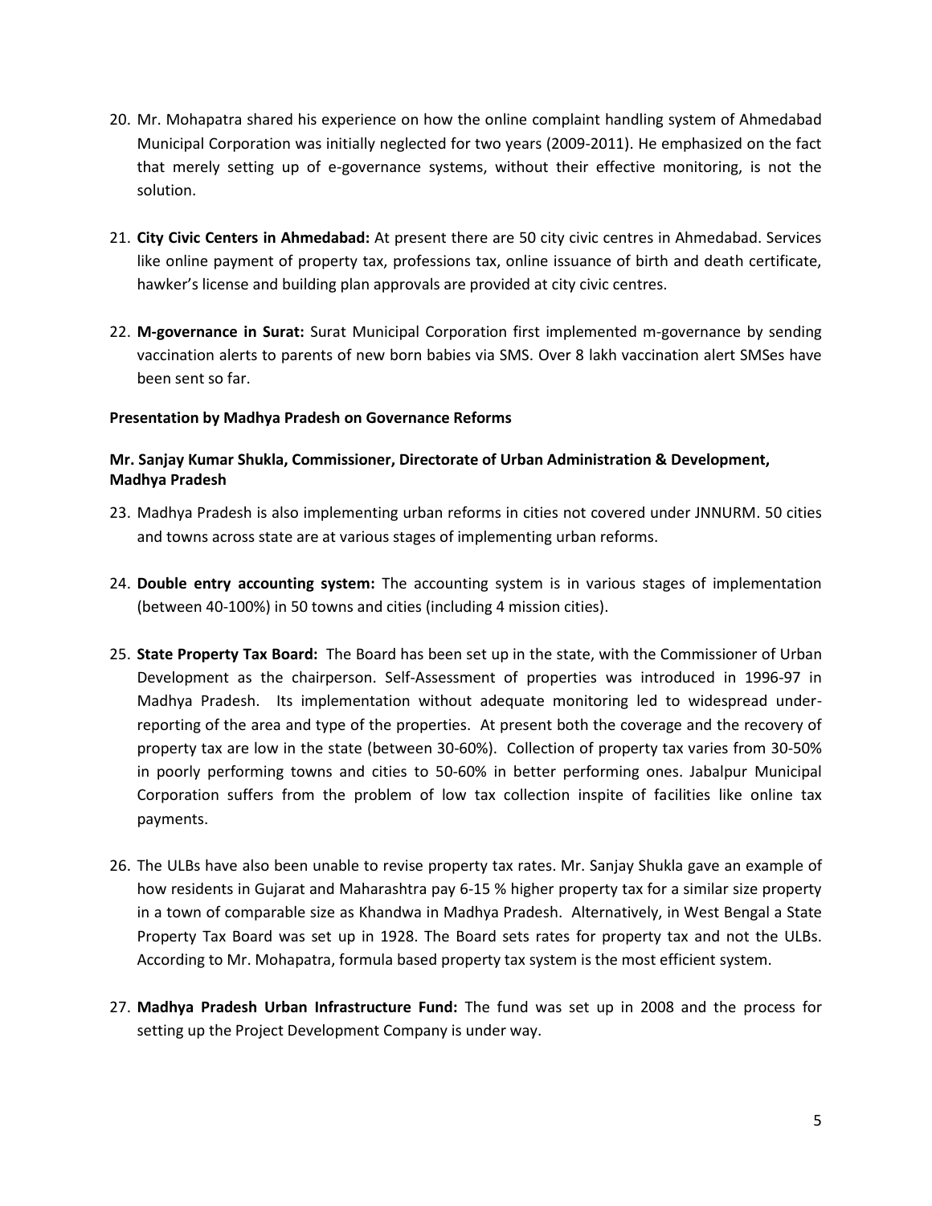20. Mr. Mohapatra shared his experience on how the online complaint handling system of Ahmedabad Municipal Corporation was initially neglected for two years (2009-2011). He emphasized on the fact that merely setting up of e-governance systems, without their effective monitoring, is not the solution.

21. **City Civic Centers in Ahmedabad:** At present there are 50 city civic centres in Ahmedabad. Services like online payment of property tax, professions tax, online issuance of birth and death certificate, hawker's license and building plan approvals are provided at city civic centres.

22. **M-governance in Surat:** Surat Municipal Corporation first implemented m-governance by sending vaccination alerts to parents of new born babies via SMS. Over 8 lakh vaccination alert SMSes have been sent so far.

**Presentation by Madhya Pradesh on Governance Reforms**

**Mr. Sanjay Kumar Shukla, Commissioner, Directorate of Urban Administration & Development, Madhya Pradesh**

23. Madhya Pradesh is also implementing urban reforms in cities not covered under JNNURM. 50 cities and towns across state are at various stages of implementing urban reforms.

24. **Double entry accounting system:** The accounting system is in various stages of implementation (between 40-100%) in 50 towns and cities (including 4 mission cities).

25. **State Property Tax Board:** The Board has been set up in the state, with the Commissioner of Urban Development as the chairperson. Self-Assessment of properties was introduced in 1996-97 in Madhya Pradesh. Its implementation without adequate monitoring led to widespread under-reporting of the area and type of the properties. At present both the coverage and the recovery of property tax are low in the state (between 30-60%). Collection of property tax varies from 30-50% in poorly performing towns and cities to 50-60% in better performing ones. Jabalpur Municipal Corporation suffers from the problem of low tax collection inspite of facilities like online tax payments.

26. The ULBs have also been unable to revise property tax rates. Mr. Sanjay Shukla gave an example of how residents in Gujarat and Maharashtra pay 6-15 % higher property tax for a similar size property in a town of comparable size as Khandwa in Madhya Pradesh. Alternatively, in West Bengal a State Property Tax Board was set up in 1928. The Board sets rates for property tax and not the ULBs. According to Mr. Mohapatra, formula based property tax system is the most efficient system.

27. **Madhya Pradesh Urban Infrastructure Fund:** The fund was set up in 2008 and the process for setting up the Project Development Company is under way.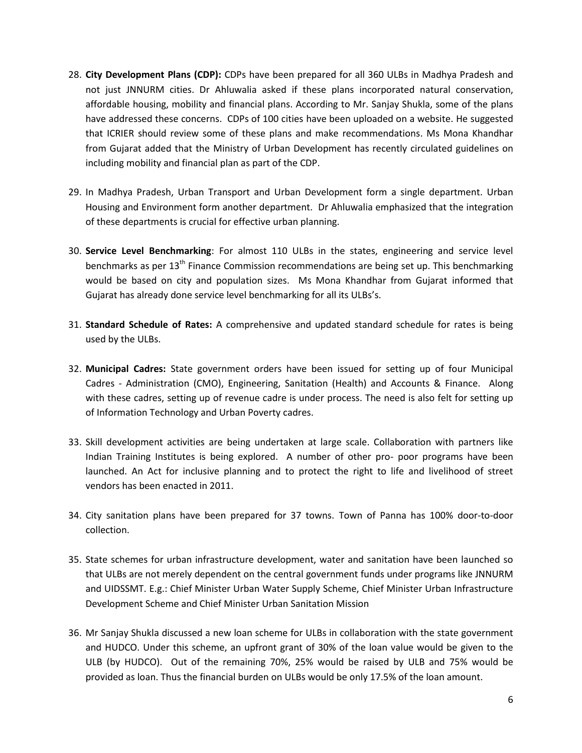28. **City Development Plans (CDP):** CDPs have been prepared for all 360 ULBs in Madhya Pradesh and not just JNNURM cities. Dr Ahluwalia asked if these plans incorporated natural conservation, affordable housing, mobility and financial plans. According to Mr. Sanjay Shukla, some of the plans have addressed these concerns. CDPs of 100 cities have been uploaded on a website. He suggested that ICRIER should review some of these plans and make recommendations. Ms Mona Khandhar from Gujarat added that the Ministry of Urban Development has recently circulated guidelines on including mobility and financial plan as part of the CDP.

29. In Madhya Pradesh, Urban Transport and Urban Development form a single department. Urban Housing and Environment form another department. Dr Ahluwalia emphasized that the integration of these departments is crucial for effective urban planning.

30. **Service Level Benchmarking**: For almost 110 ULBs in the states, engineering and service level benchmarks as per 13th Finance Commission recommendations are being set up. This benchmarking would be based on city and population sizes. Ms Mona Khandhar from Gujarat informed that Gujarat has already done service level benchmarking for all its ULBs's.

31. **Standard Schedule of Rates:** A comprehensive and updated standard schedule for rates is being used by the ULBs.

32. **Municipal Cadres:** State government orders have been issued for setting up of four Municipal Cadres - Administration (CMO), Engineering, Sanitation (Health) and Accounts & Finance. Along with these cadres, setting up of revenue cadre is under process. The need is also felt for setting up of Information Technology and Urban Poverty cadres.

33. Skill development activities are being undertaken at large scale. Collaboration with partners like Indian Training Institutes is being explored. A number of other pro- poor programs have been launched. An Act for inclusive planning and to protect the right to life and livelihood of street vendors has been enacted in 2011.

34. City sanitation plans have been prepared for 37 towns. Town of Panna has 100% door-to-door collection.

35. State schemes for urban infrastructure development, water and sanitation have been launched so that ULBs are not merely dependent on the central government funds under programs like JNNURM and UIDSSMT. E.g.: Chief Minister Urban Water Supply Scheme, Chief Minister Urban Infrastructure Development Scheme and Chief Minister Urban Sanitation Mission

36. Mr Sanjay Shukla discussed a new loan scheme for ULBs in collaboration with the state government and HUDCO. Under this scheme, an upfront grant of 30% of the loan value would be given to the ULB (by HUDCO). Out of the remaining 70%, 25% would be raised by ULB and 75% would be provided as loan. Thus the financial burden on ULBs would be only 17.5% of the loan amount.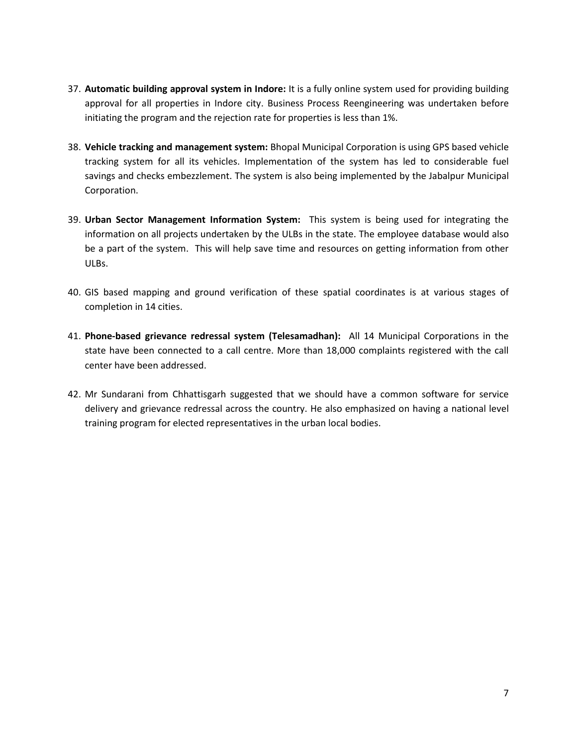37. **Automatic building approval system in Indore:** It is a fully online system used for providing building approval for all properties in Indore city. Business Process Reengineering was undertaken before initiating the program and the rejection rate for properties is less than 1%.

38. **Vehicle tracking and management system:** Bhopal Municipal Corporation is using GPS based vehicle tracking system for all its vehicles. Implementation of the system has led to considerable fuel savings and checks embezzlement. The system is also being implemented by the Jabalpur Municipal Corporation.

39. **Urban Sector Management Information System:** This system is being used for integrating the information on all projects undertaken by the ULBs in the state. The employee database would also be a part of the system. This will help save time and resources on getting information from other ULBs.

40. GIS based mapping and ground verification of these spatial coordinates is at various stages of completion in 14 cities.

41. **Phone-based grievance redressal system (Telesamadhan):** All 14 Municipal Corporations in the state have been connected to a call centre. More than 18,000 complaints registered with the call center have been addressed.

42. Mr Sundarani from Chhattisgarh suggested that we should have a common software for service delivery and grievance redressal across the country. He also emphasized on having a national level training program for elected representatives in the urban local bodies.